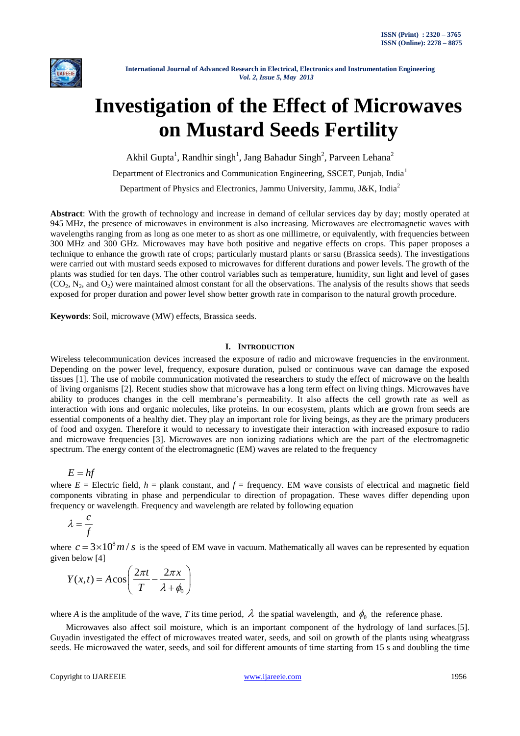# Investigation of the Effect of Microwaves on Mustard Seeds Fertility

Akhil Gupta[1], Randhir singh[1], Jang Bahadur Singh[2], Parveen Lehana[2]

Department of Electronics and Communication Engineering, SSCET, Punjab, India[1]

Department of Physics and Electronics, Jammu University, Jammu, J&K, India[2]

**Abstract**: With the growth of technology and increase in demand of cellular services day by day; mostly operated at 945 MHz, the presence of microwaves in environment is also increasing. Microwaves are electromagnetic waves with wavelengths ranging from as long as one meter to as short as one millimetre, or equivalently, with frequencies between 300 MHz and 300 GHz. Microwaves may have both positive and negative effects on crops. This paper proposes a technique to enhance the growth rate of crops; particularly mustard plants or sarsu (Brassica seeds). The investigations were carried out with mustard seeds exposed to microwaves for different durations and power levels. The growth of the plants was studied for ten days. The other control variables such as temperature, humidity, sun light and level of gases ($CO_2$, $N_2$, and $O_2$) were maintained almost constant for all the observations. The analysis of the results shows that seeds exposed for proper duration and power level show better growth rate in comparison to the natural growth procedure.

**Keywords**: Soil, microwave (MW) effects, Brassica seeds.

## I. Introduction

Wireless telecommunication devices increased the exposure of radio and microwave frequencies in the environment. Depending on the power level, frequency, exposure duration, pulsed or continuous wave can damage the exposed tissues [1]. The use of mobile communication motivated the researchers to study the effect of microwave on the health of living organisms [2]. Recent studies show that microwave has a long term effect on living things. Microwaves have ability to produces changes in the cell membrane's permeability. It also affects the cell growth rate as well as interaction with ions and organic molecules, like proteins. In our ecosystem, plants which are grown from seeds are essential components of a healthy diet. They play an important role for living beings, as they are the primary producers of food and oxygen. Therefore it would to necessary to investigate their interaction with increased exposure to radio and microwave frequencies [3]. Microwaves are non ionizing radiations which are the part of the electromagnetic spectrum. The energy content of the electromagnetic (EM) waves are related to the frequency

$$E = hf$$

where $E$ = Electric field, $h$ = plank constant, and $f$ = frequency. EM wave consists of electrical and magnetic field components vibrating in phase and perpendicular to direction of propagation. These waves differ depending upon frequency or wavelength. Frequency and wavelength are related by following equation

$$\lambda = \frac{c}{f}$$

where $c = 3\times10^{8} m/s$ is the speed of EM wave in vacuum. Mathematically all waves can be represented by equation given below [4]

$$Y(x,t) = A\cos\left(\frac{2\pi t}{T} - \frac{2\pi x}{\lambda + \phi_0}\right)$$

where $A$ is the amplitude of the wave, $T$ its time period, $\lambda$ the spatial wavelength, and $\phi_0$ the reference phase.

Microwaves also affect soil moisture, which is an important component of the hydrology of land surfaces.[5]. Guyadin investigated the effect of microwaves treated water, seeds, and soil on growth of the plants using wheatgrass seeds. He microwaved the water, seeds, and soil for different amounts of time starting from 15 s and doubling the time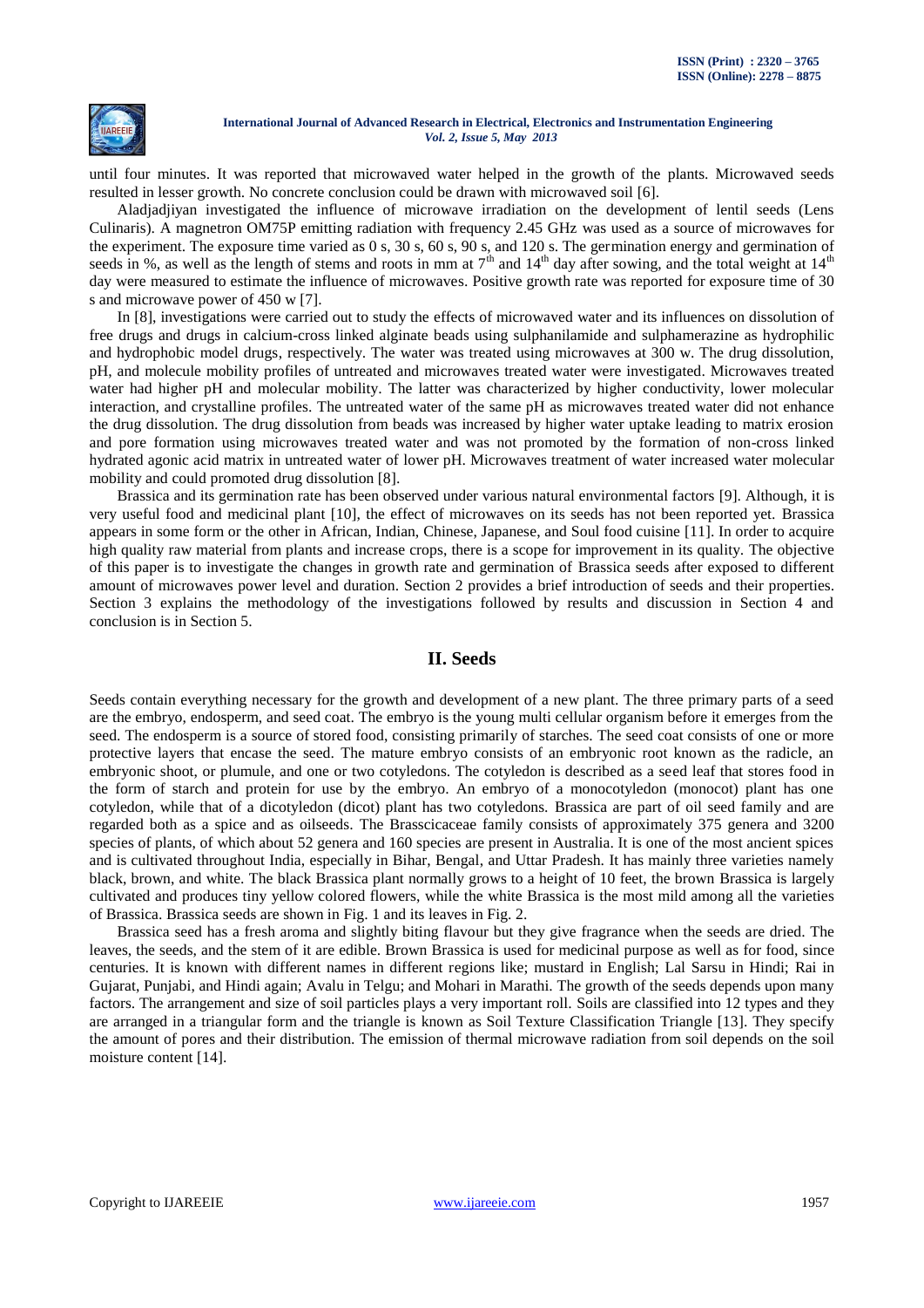until four minutes. It was reported that microwaved water helped in the growth of the plants. Microwaved seeds resulted in lesser growth. No concrete conclusion could be drawn with microwaved soil [6].

Aladjadjiyan investigated the influence of microwave irradiation on the development of lentil seeds (Lens Culinaris). A magnetron OM75P emitting radiation with frequency 2.45 GHz was used as a source of microwaves for the experiment. The exposure time varied as 0 s, 30 s, 60 s, 90 s, and 120 s. The germination energy and germination of seeds in %, as well as the length of stems and roots in mm at 7th and 14th day after sowing, and the total weight at 14th day were measured to estimate the influence of microwaves. Positive growth rate was reported for exposure time of 30 s and microwave power of 450 w [7].

In [8], investigations were carried out to study the effects of microwaved water and its influences on dissolution of free drugs and drugs in calcium-cross linked alginate beads using sulphanilamide and sulphamerazine as hydrophilic and hydrophobic model drugs, respectively. The water was treated using microwaves at 300 w. The drug dissolution, pH, and molecule mobility profiles of untreated and microwaves treated water were investigated. Microwaves treated water had higher pH and molecular mobility. The latter was characterized by higher conductivity, lower molecular interaction, and crystalline profiles. The untreated water of the same pH as microwaves treated water did not enhance the drug dissolution. The drug dissolution from beads was increased by higher water uptake leading to matrix erosion and pore formation using microwaves treated water and was not promoted by the formation of non-cross linked hydrated agonic acid matrix in untreated water of lower pH. Microwaves treatment of water increased water molecular mobility and could promoted drug dissolution [8].

Brassica and its germination rate has been observed under various natural environmental factors [9]. Although, it is very useful food and medicinal plant [10], the effect of microwaves on its seeds has not been reported yet. Brassica appears in some form or the other in African, Indian, Chinese, Japanese, and Soul food cuisine [11]. In order to acquire high quality raw material from plants and increase crops, there is a scope for improvement in its quality. The objective of this paper is to investigate the changes in growth rate and germination of Brassica seeds after exposed to different amount of microwaves power level and duration. Section 2 provides a brief introduction of seeds and their properties. Section 3 explains the methodology of the investigations followed by results and discussion in Section 4 and conclusion is in Section 5.

## II. Seeds

Seeds contain everything necessary for the growth and development of a new plant. The three primary parts of a seed are the embryo, endosperm, and seed coat. The embryo is the young multi cellular organism before it emerges from the seed. The endosperm is a source of stored food, consisting primarily of starches. The seed coat consists of one or more protective layers that encase the seed. The mature embryo consists of an embryonic root known as the radicle, an embryonic shoot, or plumule, and one or two cotyledons. The cotyledon is described as a seed leaf that stores food in the form of starch and protein for use by the embryo. An embryo of a monocotyledon (monocot) plant has one cotyledon, while that of a dicotyledon (dicot) plant has two cotyledons. Brassica are part of oil seed family and are regarded both as a spice and as oilseeds. The Brasscicaceae family consists of approximately 375 genera and 3200 species of plants, of which about 52 genera and 160 species are present in Australia. It is one of the most ancient spices and is cultivated throughout India, especially in Bihar, Bengal, and Uttar Pradesh. It has mainly three varieties namely black, brown, and white. The black Brassica plant normally grows to a height of 10 feet, the brown Brassica is largely cultivated and produces tiny yellow colored flowers, while the white Brassica is the most mild among all the varieties of Brassica. Brassica seeds are shown in Fig. 1 and its leaves in Fig. 2.

Brassica seed has a fresh aroma and slightly biting flavour but they give fragrance when the seeds are dried. The leaves, the seeds, and the stem of it are edible. Brown Brassica is used for medicinal purpose as well as for food, since centuries. It is known with different names in different regions like; mustard in English; Lal Sarsu in Hindi; Rai in Gujarat, Punjabi, and Hindi again; Avalu in Telgu; and Mohari in Marathi. The growth of the seeds depends upon many factors. The arrangement and size of soil particles plays a very important roll. Soils are classified into 12 types and they are arranged in a triangular form and the triangle is known as Soil Texture Classification Triangle [13]. They specify the amount of pores and their distribution. The emission of thermal microwave radiation from soil depends on the soil moisture content [14].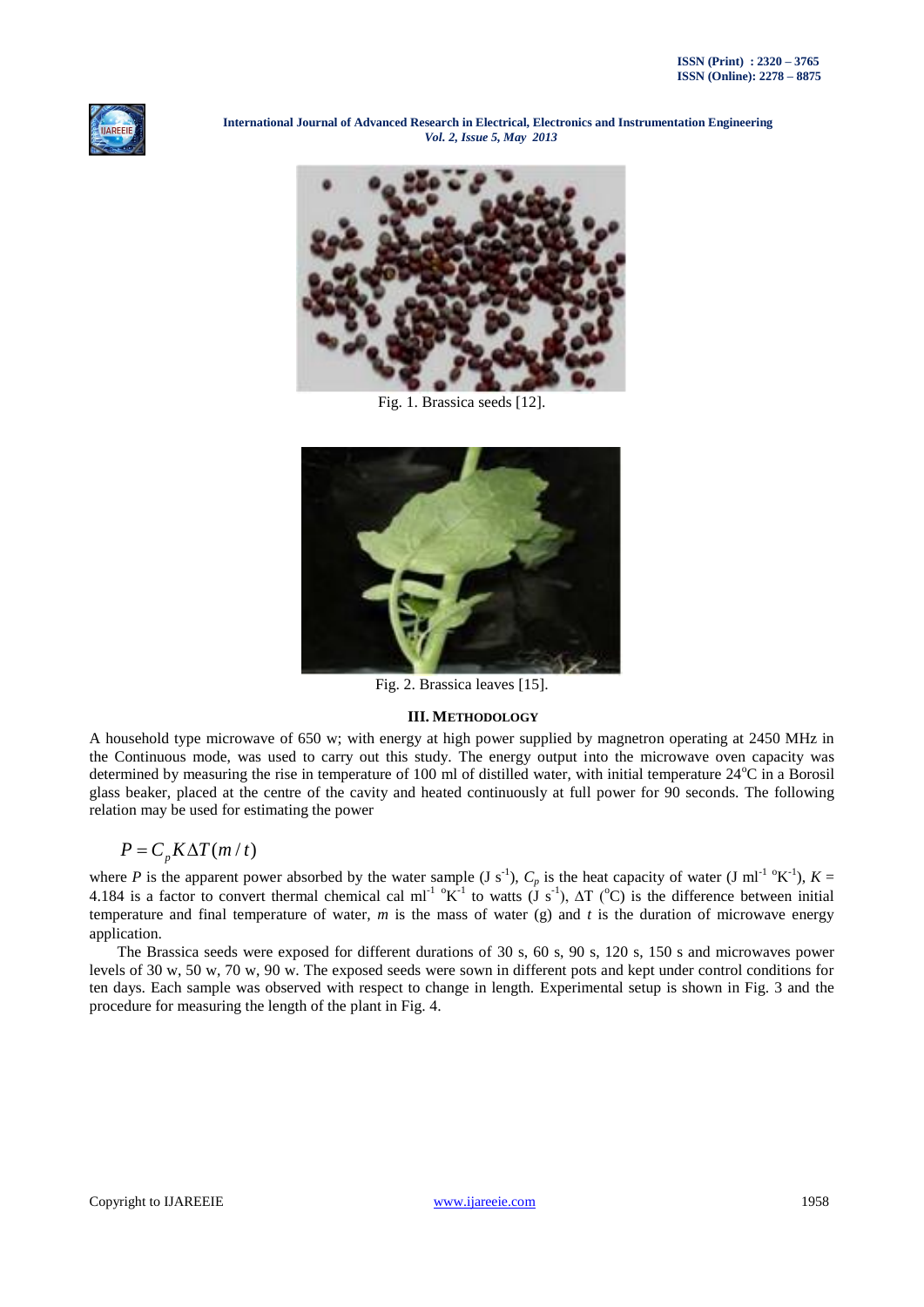Fig. 1. Brassica seeds [12].

Fig. 2. Brassica leaves [15].

### III. METHODOLOGY

A household type microwave of 650 w; with energy at high power supplied by magnetron operating at 2450 MHz in the Continuous mode, was used to carry out this study. The energy output into the microwave oven capacity was determined by measuring the rise in temperature of 100 ml of distilled water, with initial temperature 24°C in a Borosil glass beaker, placed at the centre of the cavity and heated continuously at full power for 90 seconds. The following relation may be used for estimating the power

$$P = C_p K \Delta T (m / t)$$

where $P$ is the apparent power absorbed by the water sample (J $s^{-1}$), $C_p$ is the heat capacity of water (J $ml^{-1}$ $^{o}K^{-1}$), $K$ = 4.184 is a factor to convert thermal chemical cal $ml^{-1}$ $^{o}K^{-1}$ to watts (J $s^{-1}$), $\Delta$T ($^{o}$C) is the difference between initial temperature and final temperature of water, $m$ is the mass of water (g) and $t$ is the duration of microwave energy application.

The Brassica seeds were exposed for different durations of 30 s, 60 s, 90 s, 120 s, 150 s and microwaves power levels of 30 w, 50 w, 70 w, 90 w. The exposed seeds were sown in different pots and kept under control conditions for ten days. Each sample was observed with respect to change in length. Experimental setup is shown in Fig. 3 and the procedure for measuring the length of the plant in Fig. 4.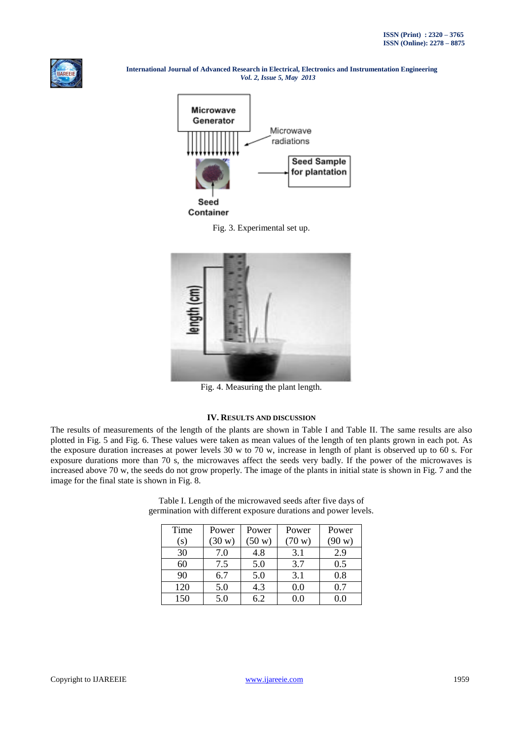Fig. 3. Experimental set up.

Fig. 4. Measuring the plant length.

## IV. Results and Discussion

The results of measurements of the length of the plants are shown in Table I and Table II. The same results are also plotted in Fig. 5 and Fig. 6. These values were taken as mean values of the length of ten plants grown in each pot. As the exposure duration increases at power levels 30 w to 70 w, increase in length of plant is observed up to 60 s. For exposure durations more than 70 s, the microwaves affect the seeds very badly. If the power of the microwaves is increased above 70 w, the seeds do not grow properly. The image of the plants in initial state is shown in Fig. 7 and the image for the final state is shown in Fig. 8.

Table I. Length of the microwaved seeds after five days of germination with different exposure durations and power levels.

| Time (s) | Power (30 w) | Power (50 w) | Power (70 w) | Power (90 w) |
|---|---|---|---|---|
| 30 | 7.0 | 4.8 | 3.1 | 2.9 |
| 60 | 7.5 | 5.0 | 3.7 | 0.5 |
| 90 | 6.7 | 5.0 | 3.1 | 0.8 |
| 120 | 5.0 | 4.3 | 0.0 | 0.7 |
| 150 | 5.0 | 6.2 | 0.0 | 0.0 |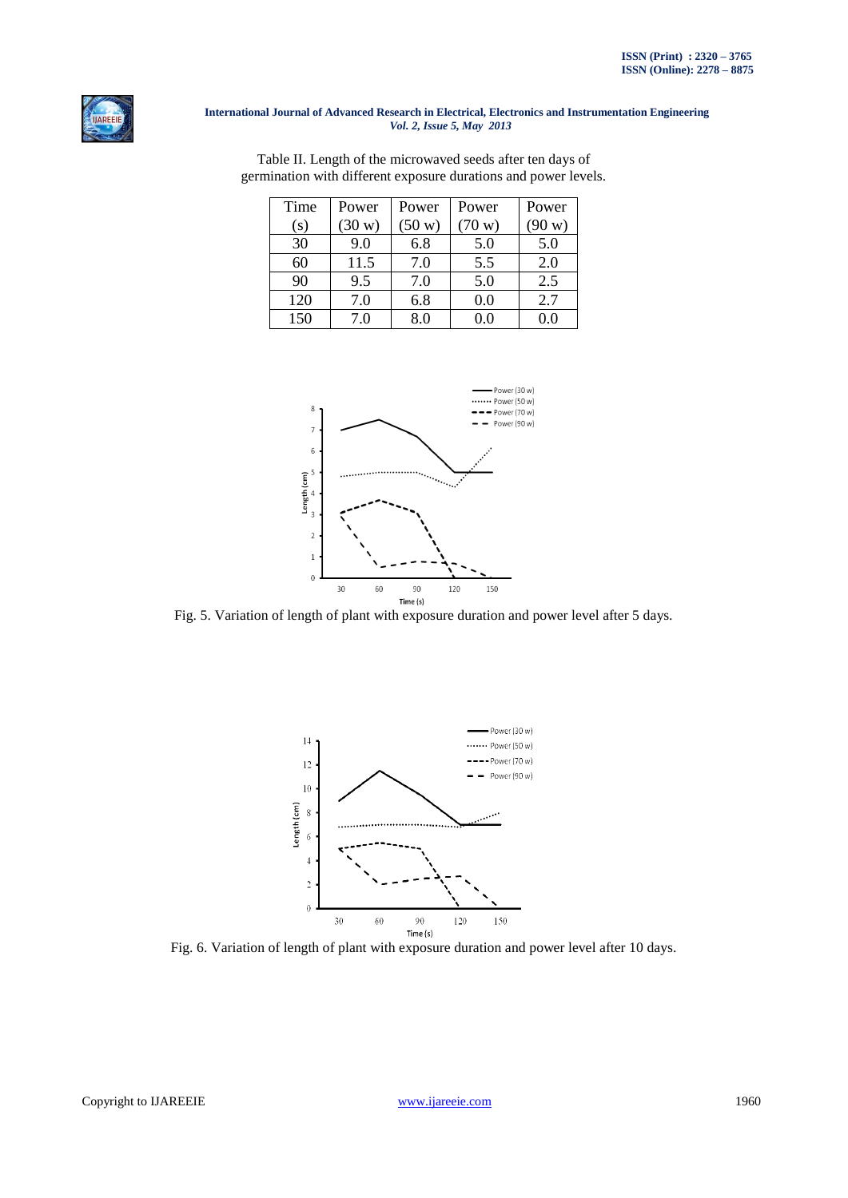Table II. Length of the microwaved seeds after ten days of germination with different exposure durations and power levels.

| Time (s) | Power (30 w) | Power (50 w) | Power (70 w) | Power (90 w) |
|---|---|---|---|---|
| 30 | 9.0 | 6.8 | 5.0 | 5.0 |
| 60 | 11.5 | 7.0 | 5.5 | 2.0 |
| 90 | 9.5 | 7.0 | 5.0 | 2.5 |
| 120 | 7.0 | 6.8 | 0.0 | 2.7 |
| 150 | 7.0 | 8.0 | 0.0 | 0.0 |

Fig. 5. Variation of length of plant with exposure duration and power level after 5 days.

Fig. 6. Variation of length of plant with exposure duration and power level after 10 days.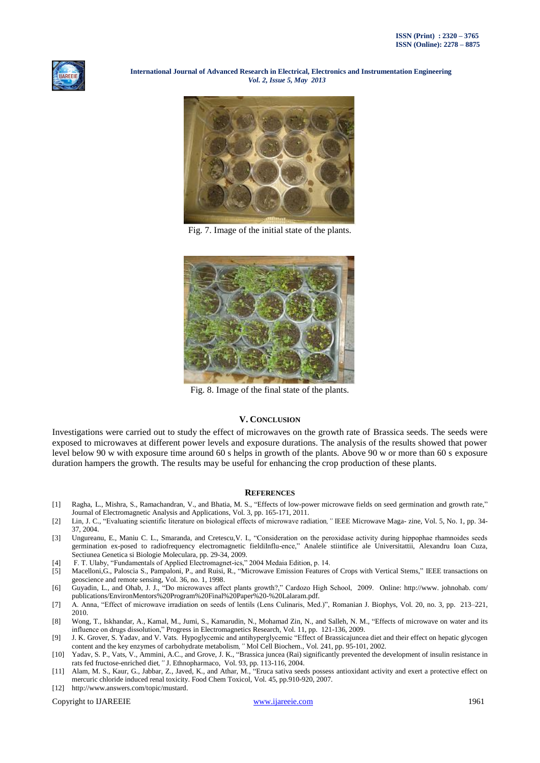Fig. 7. Image of the initial state of the plants.

Fig. 8. Image of the final state of the plants.

## V. CONCLUSION

Investigations were carried out to study the effect of microwaves on the growth rate of Brassica seeds. The seeds were exposed to microwaves at different power levels and exposure durations. The analysis of the results showed that power level below 90 w with exposure time around 60 s helps in growth of the plants. Above 90 w or more than 60 s exposure duration hampers the growth. The results may be useful for enhancing the crop production of these plants.

## REFERENCES

[1] Ragha, L., Mishra, S., Ramachandran, V., and Bhatia, M. S., "Effects of low-power microwave fields on seed germination and growth rate," Journal of Electromagnetic Analysis and Applications, Vol. 3, pp. 165-171, 2011.

[2] Lin, J. C., "Evaluating scientific literature on biological effects of microwave radiation," IEEE Microwave Maga- zine, Vol. 5, No. 1, pp. 34-37, 2004.

[3] Ungureanu, E., Maniu C. L., Smaranda, and Cretescu,V. I., "Consideration on the peroxidase activity during hippophae rhamnoides seeds germination ex-posed to radiofrequency electromagnetic fieldInflu-ence," Analele stiintifice ale Universitattii, Alexandru Ioan Cuza, Sectiunea Genetica si Biologie Moleculara, pp. 29-34, 2009.

[4] F. T. Ulaby, "Fundamentals of Applied Electromagnet-ics," 2004 Medaia Edition, p. 14.

[5] Macelloni,G., Paloscia S., Pampaloni, P., and Ruisi, R., "Microwave Emission Features of Crops with Vertical Stems," IEEE transactions on geoscience and remote sensing, Vol. 36, no. 1, 1998.

[6] Guyadin, L., and Ohab, J. J., "Do microwaves affect plants growth?," Cardozo High School, 2009. Online: http://www. johnohab. com/ publications/EnvironMentors%20Program%20Final%20Paper%20-%20Lalaram.pdf.

[7] A. Anna, "Effect of microwave irradiation on seeds of lentils (Lens Culinaris, Med.)", Romanian J. Biophys, Vol. 20, no. 3, pp. 213–221, 2010.

[8] Wong, T., Iskhandar, A., Kamal, M., Jumi, S., Kamarudin, N., Mohamad Zin, N., and Salleh, N. M., "Effects of microwave on water and its influence on drugs dissolution," Progress in Electromagnetics Research, Vol. 11, pp. 121-136, 2009.

[9] J. K. Grover, S. Yadav, and V. Vats. Hypoglycemic and antihyperglycemic "Effect of Brassicajuncea diet and their effect on hepatic glycogen content and the key enzymes of carbohydrate metabolism," Mol Cell Biochem., Vol. 241, pp. 95-101, 2002.

[10] Yadav, S. P., Vats, V., Ammini, A.C., and Grove, J. K., "Brassica juncea (Rai) significantly prevented the development of insulin resistance in rats fed fructose-enriched diet," J. Ethnopharmaco, Vol. 93, pp. 113-116, 2004.

[11] Alam, M. S., Kaur, G., Jabbar, Z., Javed, K., and Athar, M., "Eruca sativa seeds possess antioxidant activity and exert a protective effect on mercuric chloride induced renal toxicity. Food Chem Toxicol, Vol. 45, pp.910-920, 2007.

[12] http://www.answers.com/topic/mustard.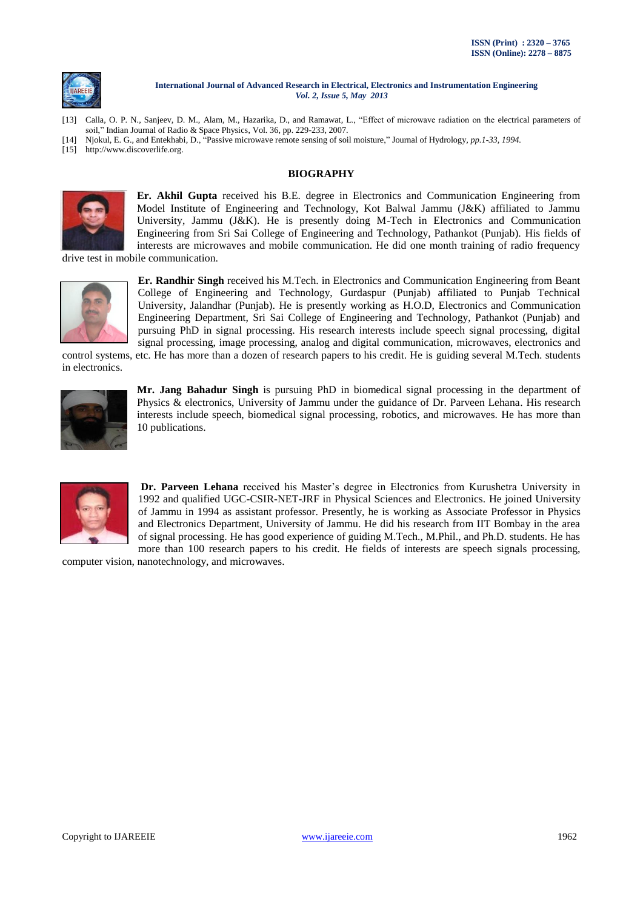[13] Calla, O. P. N., Sanjeev, D. M., Alam, M., Hazarika, D., and Ramawat, L., "Effect of microwave radiation on the electrical parameters of soil," Indian Journal of Radio & Space Physics, Vol. 36, pp. 229-233, 2007.

[14] Njokul, E. G., and Entekhabi, D., "Passive microwave remote sensing of soil moisture," Journal of Hydrology, *pp.1-33, 1994.*

[15] http://www.discoverlife.org.

## BIOGRAPHY

**Er. Akhil Gupta** received his B.E. degree in Electronics and Communication Engineering from Model Institute of Engineering and Technology, Kot Balwal Jammu (J&K) affiliated to Jammu University, Jammu (J&K). He is presently doing M-Tech in Electronics and Communication Engineering from Sri Sai College of Engineering and Technology, Pathankot (Punjab). His fields of interests are microwaves and mobile communication. He did one month training of radio frequency drive test in mobile communication.

**Er. Randhir Singh** received his M.Tech. in Electronics and Communication Engineering from Beant College of Engineering and Technology, Gurdaspur (Punjab) affiliated to Punjab Technical University, Jalandhar (Punjab). He is presently working as H.O.D, Electronics and Communication Engineering Department, Sri Sai College of Engineering and Technology, Pathankot (Punjab) and pursuing PhD in signal processing. His research interests include speech signal processing, digital signal processing, image processing, analog and digital communication, microwaves, electronics and control systems, etc. He has more than a dozen of research papers to his credit. He is guiding several M.Tech. students in electronics.

**Mr. Jang Bahadur Singh** is pursuing PhD in biomedical signal processing in the department of Physics & electronics, University of Jammu under the guidance of Dr. Parveen Lehana. His research interests include speech, biomedical signal processing, robotics, and microwaves. He has more than 10 publications.

**Dr. Parveen Lehana** received his Master's degree in Electronics from Kurushetra University in 1992 and qualified UGC-CSIR-NET-JRF in Physical Sciences and Electronics. He joined University of Jammu in 1994 as assistant professor. Presently, he is working as Associate Professor in Physics and Electronics Department, University of Jammu. He did his research from IIT Bombay in the area of signal processing. He has good experience of guiding M.Tech., M.Phil., and Ph.D. students. He has more than 100 research papers to his credit. He fields of interests are speech signals processing, computer vision, nanotechnology, and microwaves.